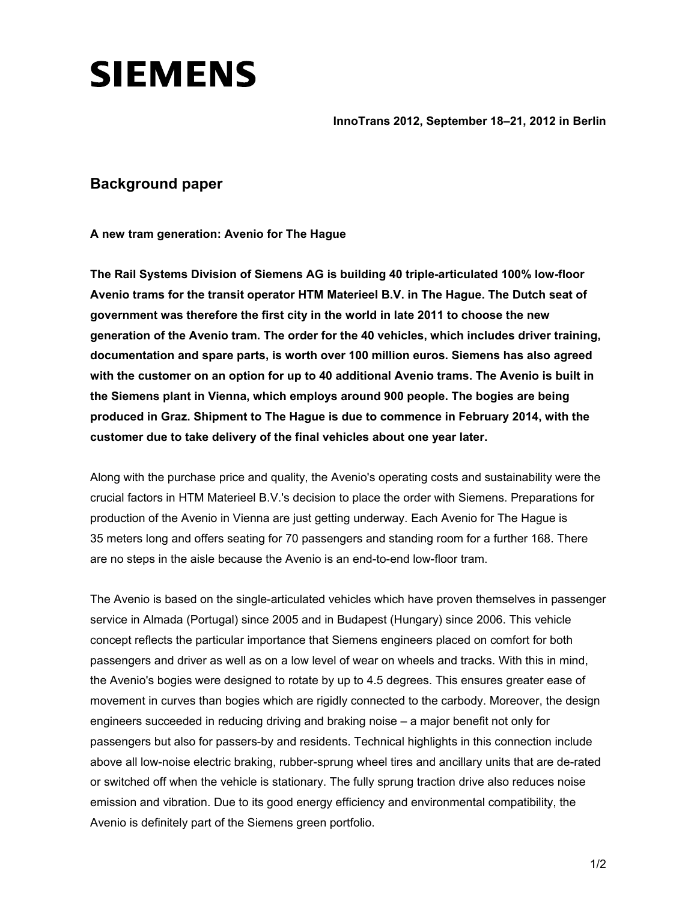# SIEMENS

**InnoTrans 2012, September 18–21, 2012 in Berlin**

## Background paper

**A new tram generation: Avenio for The Hague**

**The Rail Systems Division of Siemens AG is building 40 triple-articulated 100% low-floor Avenio trams for the transit operator HTM Materieel B.V. in The Hague. The Dutch seat of government was therefore the first city in the world in late 2011 to choose the new generation of the Avenio tram. The order for the 40 vehicles, which includes driver training, documentation and spare parts, is worth over 100 million euros. Siemens has also agreed with the customer on an option for up to 40 additional Avenio trams. The Avenio is built in the Siemens plant in Vienna, which employs around 900 people. The bogies are being produced in Graz. Shipment to The Hague is due to commence in February 2014, with the customer due to take delivery of the final vehicles about one year later.**

Along with the purchase price and quality, the Avenio's operating costs and sustainability were the crucial factors in HTM Materieel B.V.'s decision to place the order with Siemens. Preparations for production of the Avenio in Vienna are just getting underway. Each Avenio for The Hague is 35 meters long and offers seating for 70 passengers and standing room for a further 168. There are no steps in the aisle because the Avenio is an end-to-end low-floor tram.

The Avenio is based on the single-articulated vehicles which have proven themselves in passenger service in Almada (Portugal) since 2005 and in Budapest (Hungary) since 2006. This vehicle concept reflects the particular importance that Siemens engineers placed on comfort for both passengers and driver as well as on a low level of wear on wheels and tracks. With this in mind, the Avenio's bogies were designed to rotate by up to 4.5 degrees. This ensures greater ease of movement in curves than bogies which are rigidly connected to the carbody. Moreover, the design engineers succeeded in reducing driving and braking noise – a major benefit not only for passengers but also for passers-by and residents. Technical highlights in this connection include above all low-noise electric braking, rubber-sprung wheel tires and ancillary units that are de-rated or switched off when the vehicle is stationary. The fully sprung traction drive also reduces noise emission and vibration. Due to its good energy efficiency and environmental compatibility, the Avenio is definitely part of the Siemens green portfolio.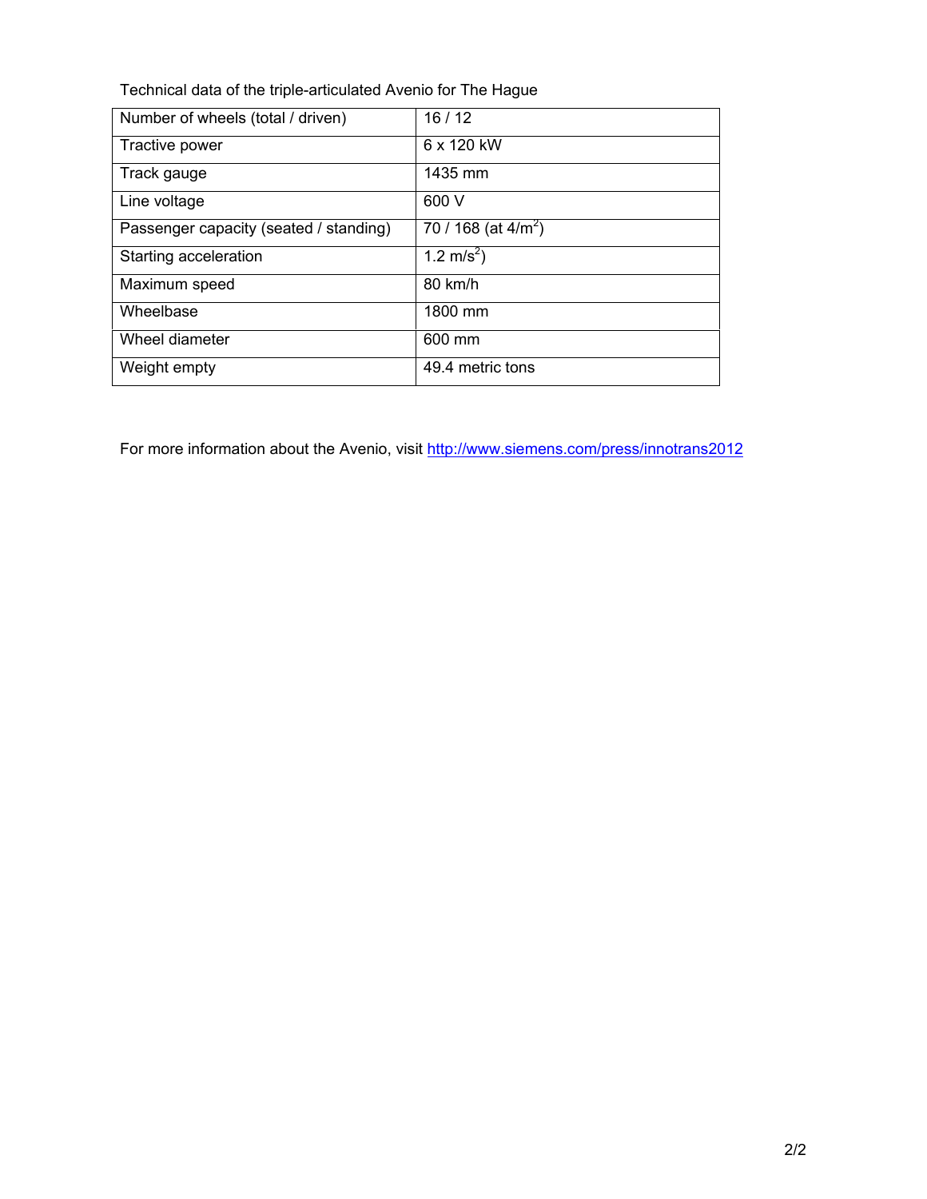Technical data of the triple-articulated Avenio for The Hague

| | |
|---|---|
| Number of wheels (total / driven) | 16 / 12 |
| Tractive power | 6 x 120 kW |
| Track gauge | 1435 mm |
| Line voltage | 600 V |
| Passenger capacity (seated / standing) | 70 / 168 (at 4/$m^2$) |
| Starting acceleration | 1.2 $m/s^2$) |
| Maximum speed | 80 km/h |
| Wheelbase | 1800 mm |
| Wheel diameter | 600 mm |
| Weight empty | 49.4 metric tons |

For more information about the Avenio, visit [http://www.siemens.com/press/innotrans2012](http://www.siemens.com/press/innotrans2012)